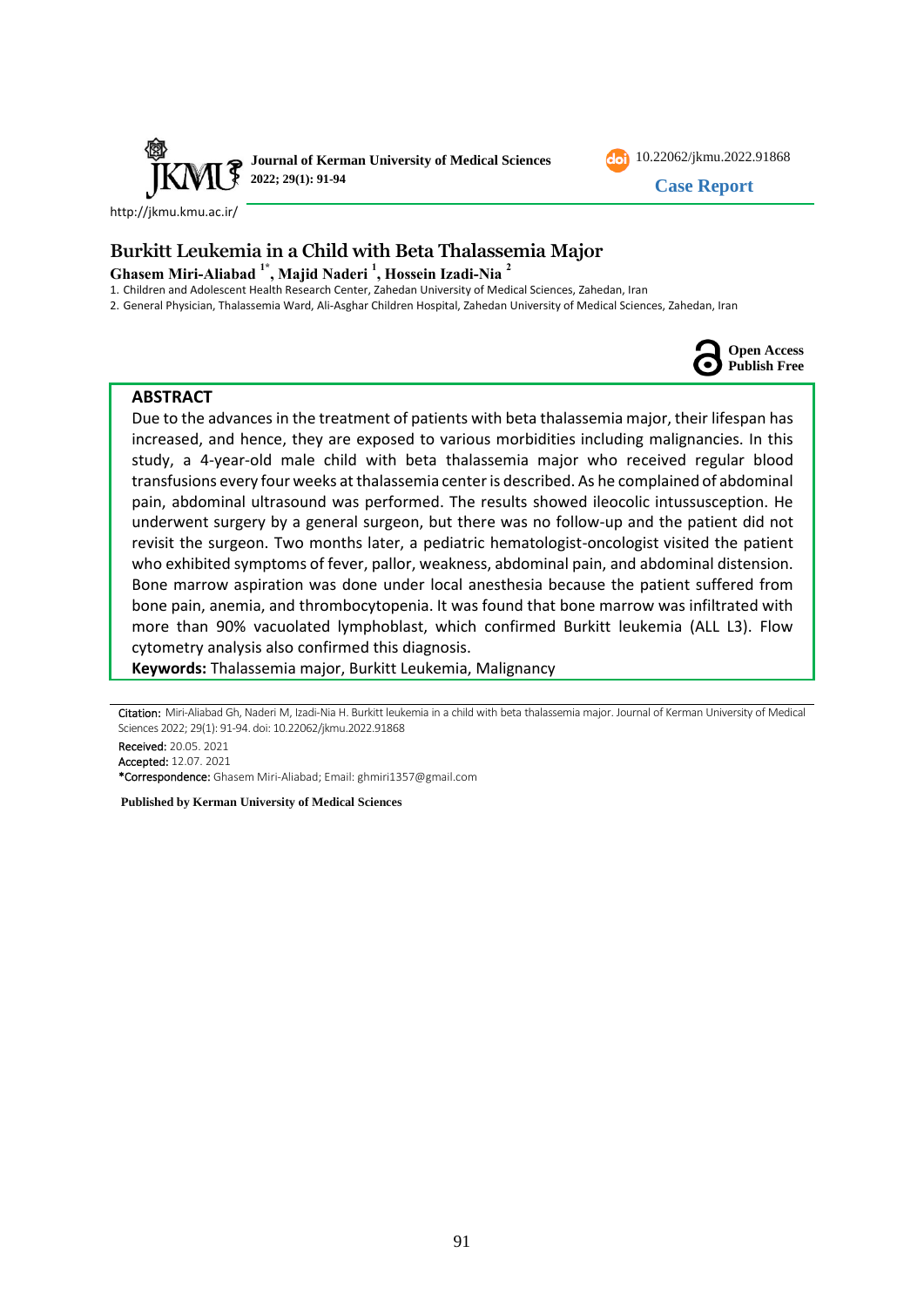Journal of Kerman University of Medical Sciences

10.22062/jkmu.2022.91868

Case Report

http://jkmu.kmu.ac.ir/

# Burkitt Leukemia in a Child with Beta Thalassemia Major

**Ghasem Miri-Aliabad [1*], Majid Naderi [1], Hossein Izadi-Nia [2]**

1. Children and Adolescent Health Research Center, Zahedan University of Medical Sciences, Zahedan, Iran
2. General Physician, Thalassemia Ward, Ali-Asghar Children Hospital, Zahedan University of Medical Sciences, Zahedan, Iran

Open Access
Publish Free

## ABSTRACT

Due to the advances in the treatment of patients with beta thalassemia major, their lifespan has increased, and hence, they are exposed to various morbidities including malignancies. In this study, a 4-year-old male child with beta thalassemia major who received regular blood transfusions every four weeks at thalassemia center is described. As he complained of abdominal pain, abdominal ultrasound was performed. The results showed ileocolic intussusception. He underwent surgery by a general surgeon, but there was no follow-up and the patient did not revisit the surgeon. Two months later, a pediatric hematologist-oncologist visited the patient who exhibited symptoms of fever, pallor, weakness, abdominal pain, and abdominal distension. Bone marrow aspiration was done under local anesthesia because the patient suffered from bone pain, anemia, and thrombocytopenia. It was found that bone marrow was infiltrated with more than 90% vacuolated lymphoblast, which confirmed Burkitt leukemia (ALL L3). Flow cytometry analysis also confirmed this diagnosis.

**Keywords:** Thalassemia major, Burkitt Leukemia, Malignancy

**Citation:** Miri-Aliabad Gh, Naderi M, Izadi-Nia H. Burkitt leukemia in a child with beta thalassemia major. Journal of Kerman University of Medical Sciences 2022; 29(1): 91-94. doi: 10.22062/jkmu.2022.91868

**Received:** 20.05. 2021
**Accepted:** 12.07. 2021
***Correspondence:** Ghasem Miri-Aliabad; Email: ghmiri1357@gmail.com

**Published by Kerman University of Medical Sciences**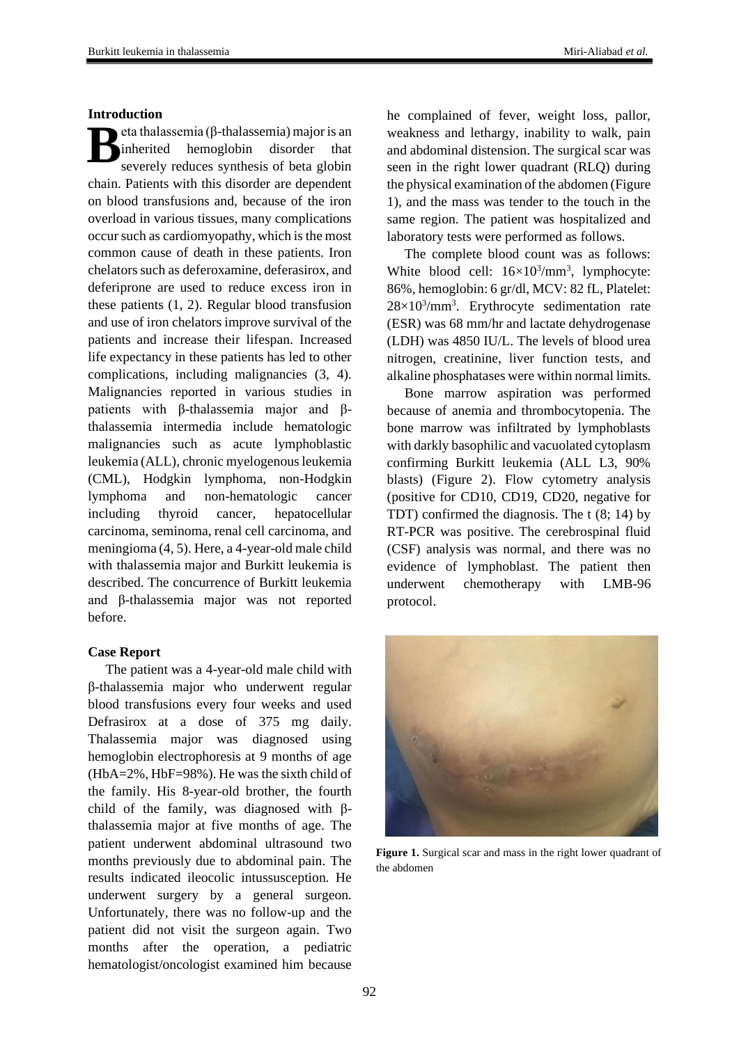## Introduction

Beta thalassemia (β-thalassemia) major is an inherited hemoglobin disorder that severely reduces synthesis of beta globin chain. Patients with this disorder are dependent on blood transfusions and, because of the iron overload in various tissues, many complications occur such as cardiomyopathy, which is the most common cause of death in these patients. Iron chelators such as deferoxamine, deferasirox, and deferiprone are used to reduce excess iron in these patients (1, 2). Regular blood transfusion and use of iron chelators improve survival of the patients and increase their lifespan. Increased life expectancy in these patients has led to other complications, including malignancies (3, 4). Malignancies reported in various studies in patients with β-thalassemia major and β-thalassemia intermedia include hematologic malignancies such as acute lymphoblastic leukemia (ALL), chronic myelogenous leukemia (CML), Hodgkin lymphoma, non-Hodgkin lymphoma and non-hematologic cancer including thyroid cancer, hepatocellular carcinoma, seminoma, renal cell carcinoma, and meningioma (4, 5). Here, a 4-year-old male child with thalassemia major and Burkitt leukemia is described. The concurrence of Burkitt leukemia and β-thalassemia major was not reported before.

## Case Report

The patient was a 4-year-old male child with β-thalassemia major who underwent regular blood transfusions every four weeks and used Defrasirox at a dose of 375 mg daily. Thalassemia major was diagnosed using hemoglobin electrophoresis at 9 months of age (HbA=2%, HbF=98%). He was the sixth child of the family. His 8-year-old brother, the fourth child of the family, was diagnosed with β-thalassemia major at five months of age. The patient underwent abdominal ultrasound two months previously due to abdominal pain. The results indicated ileocolic intussusception. He underwent surgery by a general surgeon. Unfortunately, there was no follow-up and the patient did not visit the surgeon again. Two months after the operation, a pediatric hematologist/oncologist examined him because he complained of fever, weight loss, pallor, weakness and lethargy, inability to walk, pain and abdominal distension. The surgical scar was seen in the right lower quadrant (RLQ) during the physical examination of the abdomen (Figure 1), and the mass was tender to the touch in the same region. The patient was hospitalized and laboratory tests were performed as follows.

The complete blood count was as follows: White blood cell: $16\times10^3/mm^3$, lymphocyte: 86%, hemoglobin: 6 gr/dl, MCV: 82 fL, Platelet: $28\times10^3/mm^3$. Erythrocyte sedimentation rate (ESR) was 68 mm/hr and lactate dehydrogenase (LDH) was 4850 IU/L. The levels of blood urea nitrogen, creatinine, liver function tests, and alkaline phosphatases were within normal limits.

Bone marrow aspiration was performed because of anemia and thrombocytopenia. The bone marrow was infiltrated by lymphoblasts with darkly basophilic and vacuolated cytoplasm confirming Burkitt leukemia (ALL L3, 90% blasts) (Figure 2). Flow cytometry analysis (positive for CD10, CD19, CD20, negative for TDT) confirmed the diagnosis. The t (8; 14) by RT-PCR was positive. The cerebrospinal fluid (CSF) analysis was normal, and there was no evidence of lymphoblast. The patient then underwent chemotherapy with LMB-96 protocol.

**Figure 1.** Surgical scar and mass in the right lower quadrant of the abdomen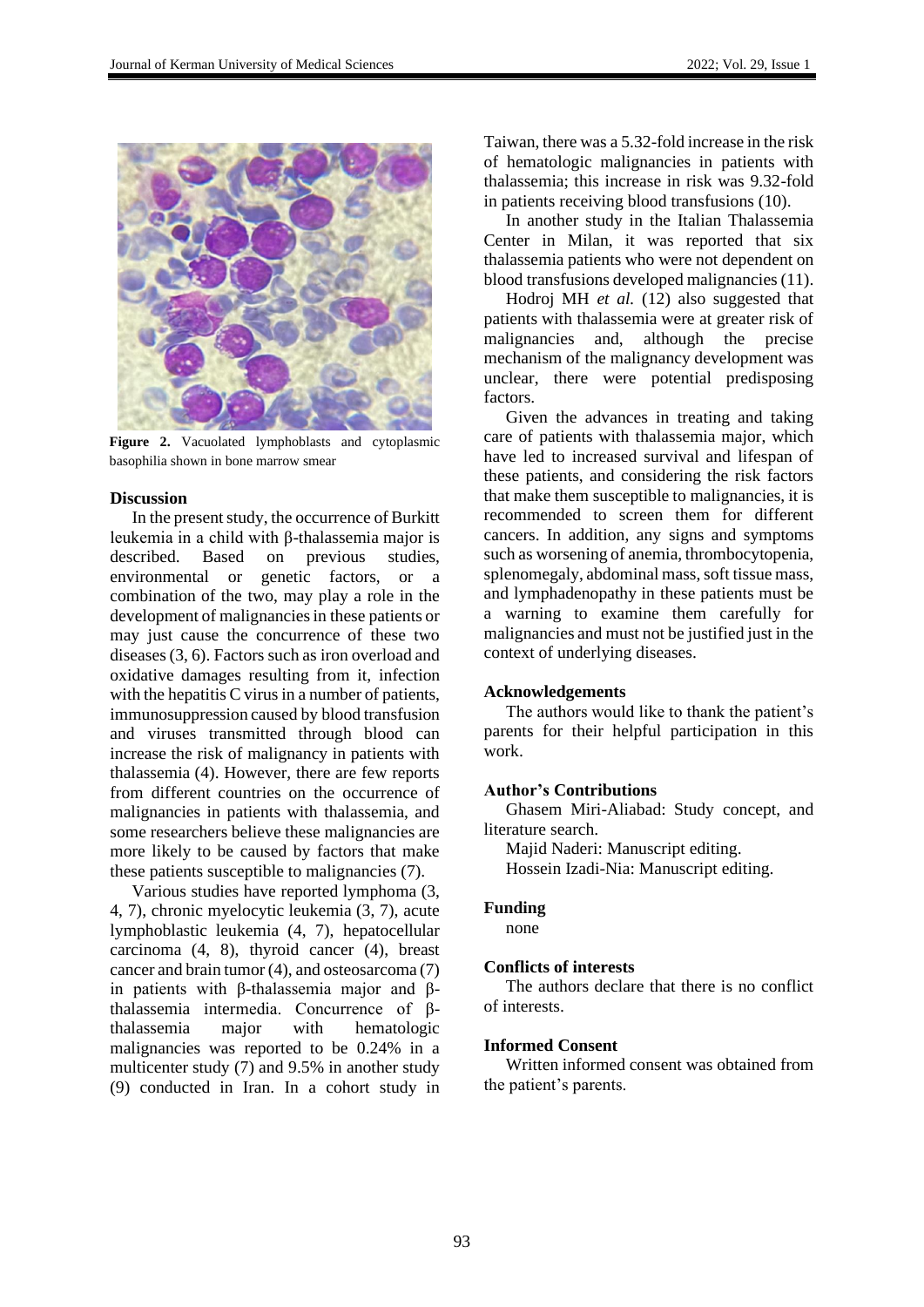**Figure 2.** Vacuolated lymphoblasts and cytoplasmic basophilia shown in bone marrow smear

## Discussion

In the present study, the occurrence of Burkitt leukemia in a child with β-thalassemia major is described. Based on previous studies, environmental or genetic factors, or a combination of the two, may play a role in the development of malignancies in these patients or may just cause the concurrence of these two diseases (3, 6). Factors such as iron overload and oxidative damages resulting from it, infection with the hepatitis C virus in a number of patients, immunosuppression caused by blood transfusion and viruses transmitted through blood can increase the risk of malignancy in patients with thalassemia (4). However, there are few reports from different countries on the occurrence of malignancies in patients with thalassemia, and some researchers believe these malignancies are more likely to be caused by factors that make these patients susceptible to malignancies (7).

Various studies have reported lymphoma (3, 4, 7), chronic myelocytic leukemia (3, 7), acute lymphoblastic leukemia (4, 7), hepatocellular carcinoma (4, 8), thyroid cancer (4), breast cancer and brain tumor (4), and osteosarcoma (7) in patients with β-thalassemia major and β-thalassemia intermedia. Concurrence of β-thalassemia major with hematologic malignancies was reported to be 0.24% in a multicenter study (7) and 9.5% in another study (9) conducted in Iran. In a cohort study in Taiwan, there was a 5.32-fold increase in the risk of hematologic malignancies in patients with thalassemia; this increase in risk was 9.32-fold in patients receiving blood transfusions (10).

In another study in the Italian Thalassemia Center in Milan, it was reported that six thalassemia patients who were not dependent on blood transfusions developed malignancies (11).

Hodroj MH *et al.* (12) also suggested that patients with thalassemia were at greater risk of malignancies and, although the precise mechanism of the malignancy development was unclear, there were potential predisposing factors.

Given the advances in treating and taking care of patients with thalassemia major, which have led to increased survival and lifespan of these patients, and considering the risk factors that make them susceptible to malignancies, it is recommended to screen them for different cancers. In addition, any signs and symptoms such as worsening of anemia, thrombocytopenia, splenomegaly, abdominal mass, soft tissue mass, and lymphadenopathy in these patients must be a warning to examine them carefully for malignancies and must not be justified just in the context of underlying diseases.

## Acknowledgements

The authors would like to thank the patient's parents for their helpful participation in this work.

## Author's Contributions

Ghasem Miri-Aliabad: Study concept, and literature search.

Majid Naderi: Manuscript editing.

Hossein Izadi-Nia: Manuscript editing.

## Funding

none

## Conflicts of interests

The authors declare that there is no conflict of interests.

## Informed Consent

Written informed consent was obtained from the patient's parents.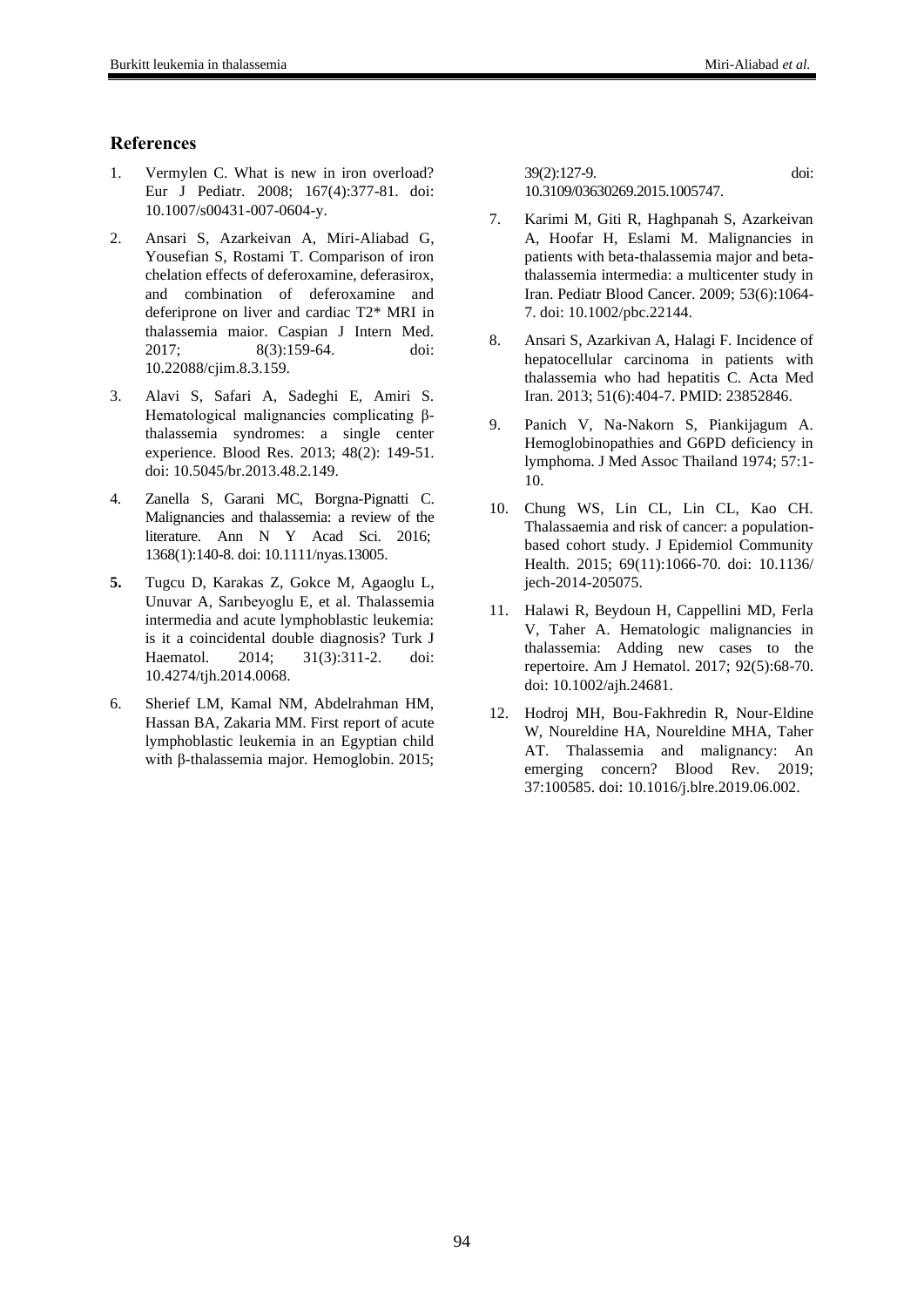## References

1. Vermylen C. What is new in iron overload? Eur J Pediatr. 2008; 167(4):377-81. doi: 10.1007/s00431-007-0604-y.
2. Ansari S, Azarkeivan A, Miri-Aliabad G, Yousefian S, Rostami T. Comparison of iron chelation effects of deferoxamine, deferasirox, and combination of deferoxamine and deferiprone on liver and cardiac T2* MRI in thalassemia maior. Caspian J Intern Med. 2017; 8(3):159-64. doi: 10.22088/cjim.8.3.159.
3. Alavi S, Safari A, Sadeghi E, Amiri S. Hematological malignancies complicating β-thalassemia syndromes: a single center experience. Blood Res. 2013; 48(2): 149-51. doi: 10.5045/br.2013.48.2.149.
4. Zanella S, Garani MC, Borgna-Pignatti C. Malignancies and thalassemia: a review of the literature. Ann N Y Acad Sci. 2016; 1368(1):140-8. doi: 10.1111/nyas.13005.
5. Tugcu D, Karakas Z, Gokce M, Agaoglu L, Unuvar A, Sarıbeyoglu E, et al. Thalassemia intermedia and acute lymphoblastic leukemia: is it a coincidental double diagnosis? Turk J Haematol. 2014; 31(3):311-2. doi: 10.4274/tjh.2014.0068.
6. Sherief LM, Kamal NM, Abdelrahman HM, Hassan BA, Zakaria MM. First report of acute lymphoblastic leukemia in an Egyptian child with β-thalassemia major. Hemoglobin. 2015; 39(2):127-9. doi: 10.3109/03630269.2015.1005747.
7. Karimi M, Giti R, Haghpanah S, Azarkeivan A, Hoofar H, Eslami M. Malignancies in patients with beta-thalassemia major and beta-thalassemia intermedia: a multicenter study in Iran. Pediatr Blood Cancer. 2009; 53(6):1064-7. doi: 10.1002/pbc.22144.
8. Ansari S, Azarkivan A, Halagi F. Incidence of hepatocellular carcinoma in patients with thalassemia who had hepatitis C. Acta Med Iran. 2013; 51(6):404-7. PMID: 23852846.
9. Panich V, Na-Nakorn S, Piankijagum A. Hemoglobinopathies and G6PD deficiency in lymphoma. J Med Assoc Thailand 1974; 57:1-10.
10. Chung WS, Lin CL, Lin CL, Kao CH. Thalassaemia and risk of cancer: a population-based cohort study. J Epidemiol Community Health. 2015; 69(11):1066-70. doi: 10.1136/ jech-2014-205075.
11. Halawi R, Beydoun H, Cappellini MD, Ferla V, Taher A. Hematologic malignancies in thalassemia: Adding new cases to the repertoire. Am J Hematol. 2017; 92(5):68-70. doi: 10.1002/ajh.24681.
12. Hodroj MH, Bou-Fakhredin R, Nour-Eldine W, Noureldine HA, Noureldine MHA, Taher AT. Thalassemia and malignancy: An emerging concern? Blood Rev. 2019; 37:100585. doi: 10.1016/j.blre.2019.06.002.